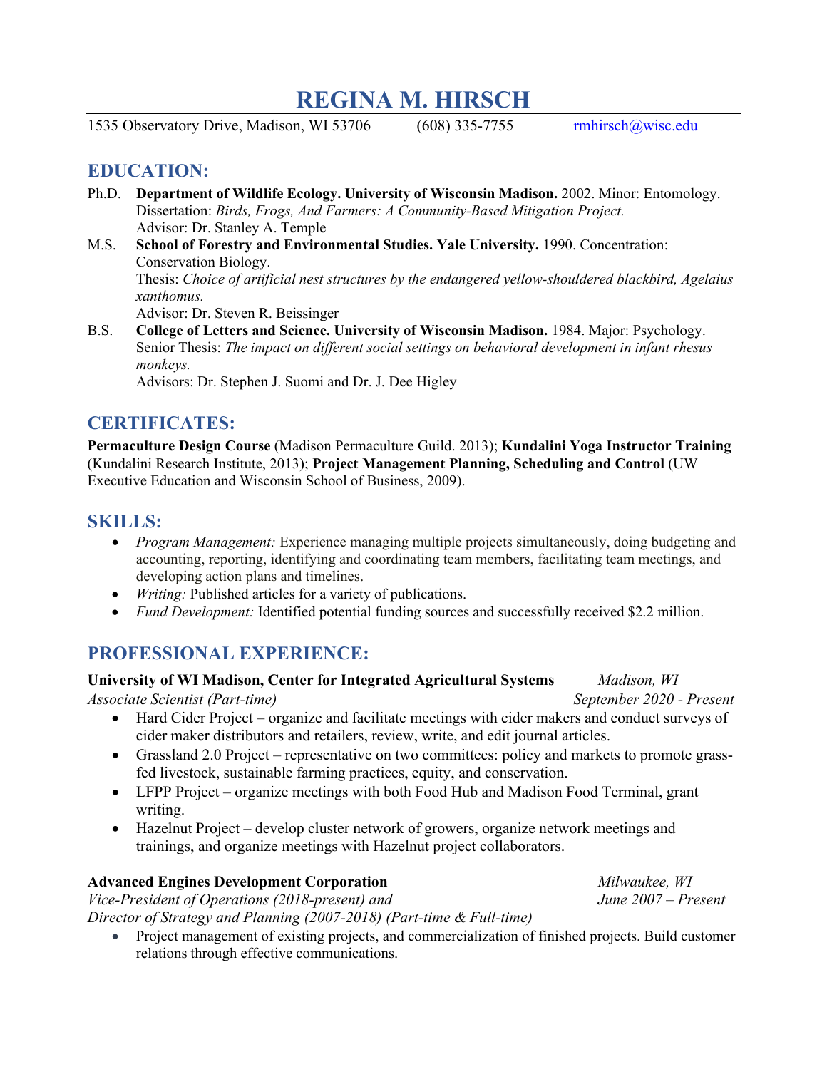# REGINA M. HIRSCH

1535 Observatory Drive, Madison, WI 53706 (608) 335-7755 rmhirsch@wisc.edu

## EDUCATION:

Ph.D. **Department of Wildlife Ecology. University of Wisconsin Madison.** 2002. Minor: Entomology.
Dissertation: *Birds, Frogs, And Farmers: A Community-Based Mitigation Project.*
Advisor: Dr. Stanley A. Temple

M.S. **School of Forestry and Environmental Studies. Yale University.** 1990. Concentration: Conservation Biology.
Thesis: *Choice of artificial nest structures by the endangered yellow-shouldered blackbird, Agelaius xanthomus.*
Advisor: Dr. Steven R. Beissinger

B.S. **College of Letters and Science. University of Wisconsin Madison.** 1984. Major: Psychology.
Senior Thesis: *The impact on different social settings on behavioral development in infant rhesus monkeys.*
Advisors: Dr. Stephen J. Suomi and Dr. J. Dee Higley

## CERTIFICATES:

**Permaculture Design Course** (Madison Permaculture Guild. 2013); **Kundalini Yoga Instructor Training** (Kundalini Research Institute, 2013); **Project Management Planning, Scheduling and Control** (UW Executive Education and Wisconsin School of Business, 2009).

## SKILLS:

- *Program Management:* Experience managing multiple projects simultaneously, doing budgeting and accounting, reporting, identifying and coordinating team members, facilitating team meetings, and developing action plans and timelines.
- *Writing:* Published articles for a variety of publications.
- *Fund Development:* Identified potential funding sources and successfully received $2.2 million.

## PROFESSIONAL EXPERIENCE:

**University of WI Madison, Center for Integrated Agricultural Systems** *Madison, WI*
*Associate Scientist (Part-time)* *September 2020 - Present*

- Hard Cider Project – organize and facilitate meetings with cider makers and conduct surveys of cider maker distributors and retailers, review, write, and edit journal articles.
- Grassland 2.0 Project – representative on two committees: policy and markets to promote grass-fed livestock, sustainable farming practices, equity, and conservation.
- LFPP Project – organize meetings with both Food Hub and Madison Food Terminal, grant writing.
- Hazelnut Project – develop cluster network of growers, organize network meetings and trainings, and organize meetings with Hazelnut project collaborators.

**Advanced Engines Development Corporation** *Milwaukee, WI*
*Vice-President of Operations (2018-present) and* *June 2007 – Present*
*Director of Strategy and Planning (2007-2018) (Part-time & Full-time)*

- Project management of existing projects, and commercialization of finished projects. Build customer relations through effective communications.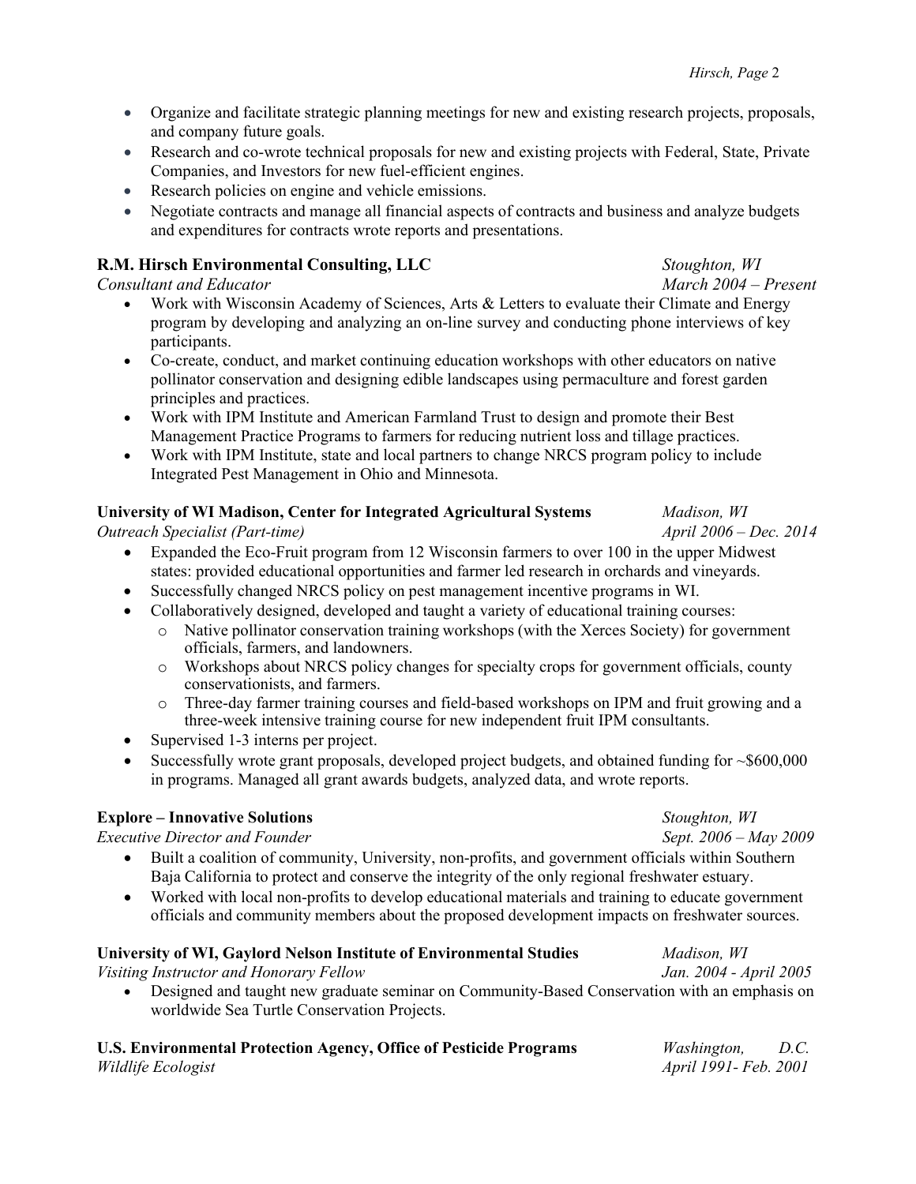- Organize and facilitate strategic planning meetings for new and existing research projects, proposals, and company future goals.
- Research and co-wrote technical proposals for new and existing projects with Federal, State, Private Companies, and Investors for new fuel-efficient engines.
- Research policies on engine and vehicle emissions.
- Negotiate contracts and manage all financial aspects of contracts and business and analyze budgets and expenditures for contracts wrote reports and presentations.

**R.M. Hirsch Environmental Consulting, LLC** — *Stoughton, WI*
*Consultant and Educator* — *March 2004 – Present*

- Work with Wisconsin Academy of Sciences, Arts & Letters to evaluate their Climate and Energy program by developing and analyzing an on-line survey and conducting phone interviews of key participants.
- Co-create, conduct, and market continuing education workshops with other educators on native pollinator conservation and designing edible landscapes using permaculture and forest garden principles and practices.
- Work with IPM Institute and American Farmland Trust to design and promote their Best Management Practice Programs to farmers for reducing nutrient loss and tillage practices.
- Work with IPM Institute, state and local partners to change NRCS program policy to include Integrated Pest Management in Ohio and Minnesota.

**University of WI Madison, Center for Integrated Agricultural Systems** — *Madison, WI*
*Outreach Specialist (Part-time)* — *April 2006 – Dec. 2014*

- Expanded the Eco-Fruit program from 12 Wisconsin farmers to over 100 in the upper Midwest states: provided educational opportunities and farmer led research in orchards and vineyards.
- Successfully changed NRCS policy on pest management incentive programs in WI.
- Collaboratively designed, developed and taught a variety of educational training courses:
    - Native pollinator conservation training workshops (with the Xerces Society) for government officials, farmers, and landowners.
    - Workshops about NRCS policy changes for specialty crops for government officials, county conservationists, and farmers.
    - Three-day farmer training courses and field-based workshops on IPM and fruit growing and a three-week intensive training course for new independent fruit IPM consultants.
- Supervised 1-3 interns per project.
- Successfully wrote grant proposals, developed project budgets, and obtained funding for ~$600,000 in programs. Managed all grant awards budgets, analyzed data, and wrote reports.

**Explore – Innovative Solutions** — *Stoughton, WI*
*Executive Director and Founder* — *Sept. 2006 – May 2009*

- Built a coalition of community, University, non-profits, and government officials within Southern Baja California to protect and conserve the integrity of the only regional freshwater estuary.
- Worked with local non-profits to develop educational materials and training to educate government officials and community members about the proposed development impacts on freshwater sources.

**University of WI, Gaylord Nelson Institute of Environmental Studies** — *Madison, WI*
*Visiting Instructor and Honorary Fellow* — *Jan. 2004 - April 2005*

- Designed and taught new graduate seminar on Community-Based Conservation with an emphasis on worldwide Sea Turtle Conservation Projects.

**U.S. Environmental Protection Agency, Office of Pesticide Programs** — *Washington, D.C.*
*Wildlife Ecologist* — *April 1991- Feb. 2001*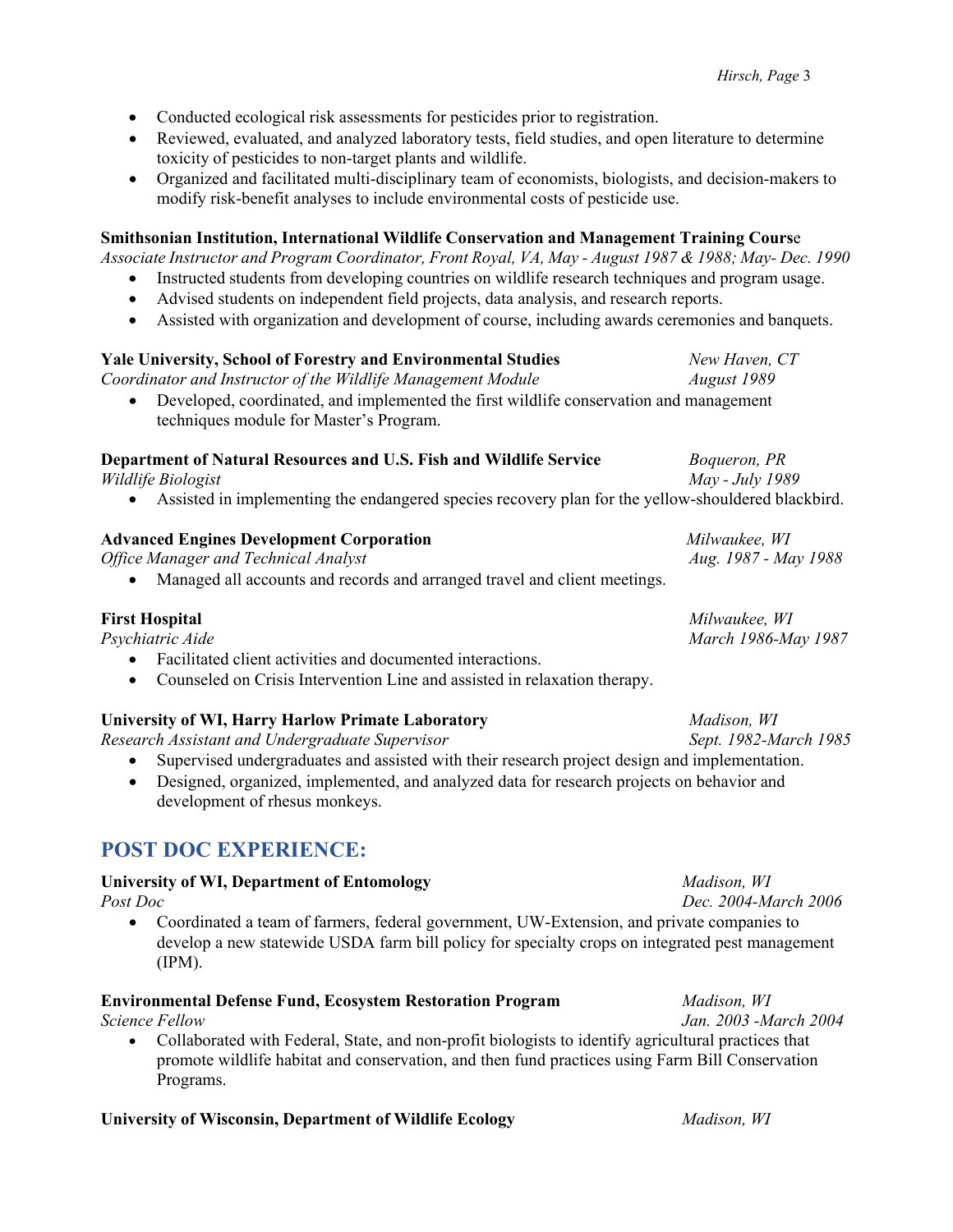- Conducted ecological risk assessments for pesticides prior to registration.
- Reviewed, evaluated, and analyzed laboratory tests, field studies, and open literature to determine toxicity of pesticides to non-target plants and wildlife.
- Organized and facilitated multi-disciplinary team of economists, biologists, and decision-makers to modify risk-benefit analyses to include environmental costs of pesticide use.

**Smithsonian Institution, International Wildlife Conservation and Management Training Course**
*Associate Instructor and Program Coordinator, Front Royal, VA, May - August 1987 & 1988; May- Dec. 1990*

- Instructed students from developing countries on wildlife research techniques and program usage.
- Advised students on independent field projects, data analysis, and research reports.
- Assisted with organization and development of course, including awards ceremonies and banquets.

**Yale University, School of Forestry and Environmental Studies** — *New Haven, CT*
*Coordinator and Instructor of the Wildlife Management Module* — *August 1989*

- Developed, coordinated, and implemented the first wildlife conservation and management techniques module for Master's Program.

**Department of Natural Resources and U.S. Fish and Wildlife Service** — *Boqueron, PR*
*Wildlife Biologist* — *May - July 1989*

- Assisted in implementing the endangered species recovery plan for the yellow-shouldered blackbird.

**Advanced Engines Development Corporation** — *Milwaukee, WI*
*Office Manager and Technical Analyst* — *Aug. 1987 - May 1988*

- Managed all accounts and records and arranged travel and client meetings.

**First Hospital** — *Milwaukee, WI*
*Psychiatric Aide* — *March 1986-May 1987*

- Facilitated client activities and documented interactions.
- Counseled on Crisis Intervention Line and assisted in relaxation therapy.

**University of WI, Harry Harlow Primate Laboratory** — *Madison, WI*
*Research Assistant and Undergraduate Supervisor* — *Sept. 1982-March 1985*

- Supervised undergraduates and assisted with their research project design and implementation.
- Designed, organized, implemented, and analyzed data for research projects on behavior and development of rhesus monkeys.

## POST DOC EXPERIENCE:

**University of WI, Department of Entomology** — *Madison, WI*
*Post Doc* — *Dec. 2004-March 2006*

- Coordinated a team of farmers, federal government, UW-Extension, and private companies to develop a new statewide USDA farm bill policy for specialty crops on integrated pest management (IPM).

**Environmental Defense Fund, Ecosystem Restoration Program** — *Madison, WI*
*Science Fellow* — *Jan. 2003 -March 2004*

- Collaborated with Federal, State, and non-profit biologists to identify agricultural practices that promote wildlife habitat and conservation, and then fund practices using Farm Bill Conservation Programs.

**University of Wisconsin, Department of Wildlife Ecology** — *Madison, WI*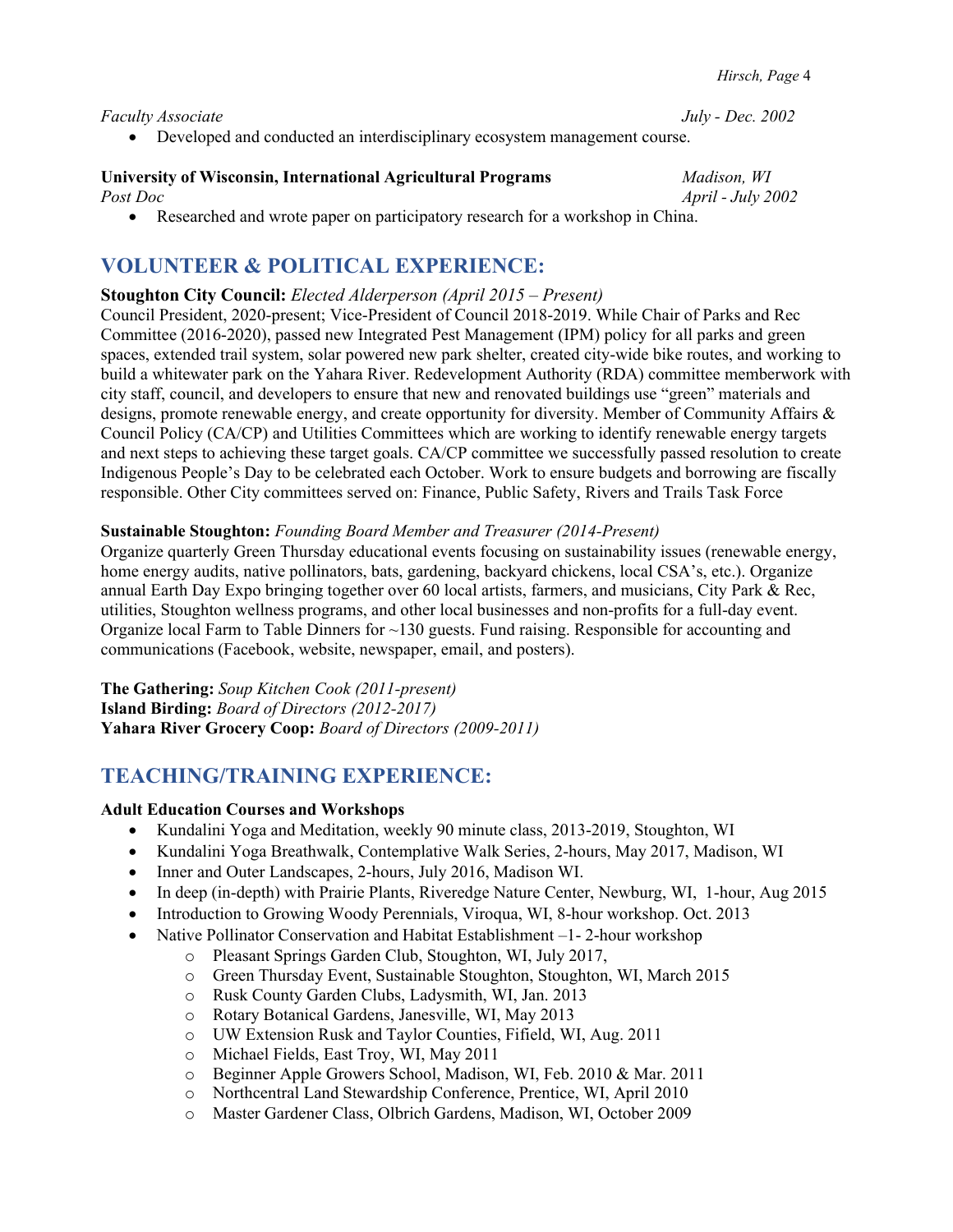*Faculty Associate* *July - Dec. 2002*

- Developed and conducted an interdisciplinary ecosystem management course.

**University of Wisconsin, International Agricultural Programs** *Madison, WI*
*Post Doc* *April - July 2002*

- Researched and wrote paper on participatory research for a workshop in China.

## VOLUNTEER & POLITICAL EXPERIENCE:

**Stoughton City Council:** *Elected Alderperson (April 2015 – Present)*
Council President, 2020-present; Vice-President of Council 2018-2019. While Chair of Parks and Rec Committee (2016-2020), passed new Integrated Pest Management (IPM) policy for all parks and green spaces, extended trail system, solar powered new park shelter, created city-wide bike routes, and working to build a whitewater park on the Yahara River. Redevelopment Authority (RDA) committee memberwork with city staff, council, and developers to ensure that new and renovated buildings use "green" materials and designs, promote renewable energy, and create opportunity for diversity. Member of Community Affairs & Council Policy (CA/CP) and Utilities Committees which are working to identify renewable energy targets and next steps to achieving these target goals. CA/CP committee we successfully passed resolution to create Indigenous People's Day to be celebrated each October. Work to ensure budgets and borrowing are fiscally responsible. Other City committees served on: Finance, Public Safety, Rivers and Trails Task Force

**Sustainable Stoughton:** *Founding Board Member and Treasurer (2014-Present)*
Organize quarterly Green Thursday educational events focusing on sustainability issues (renewable energy, home energy audits, native pollinators, bats, gardening, backyard chickens, local CSA's, etc.). Organize annual Earth Day Expo bringing together over 60 local artists, farmers, and musicians, City Park & Rec, utilities, Stoughton wellness programs, and other local businesses and non-profits for a full-day event. Organize local Farm to Table Dinners for ~130 guests. Fund raising. Responsible for accounting and communications (Facebook, website, newspaper, email, and posters).

**The Gathering:** *Soup Kitchen Cook (2011-present)*
**Island Birding:** *Board of Directors (2012-2017)*
**Yahara River Grocery Coop:** *Board of Directors (2009-2011)*

## TEACHING/TRAINING EXPERIENCE:

**Adult Education Courses and Workshops**

- Kundalini Yoga and Meditation, weekly 90 minute class, 2013-2019, Stoughton, WI
- Kundalini Yoga Breathwalk, Contemplative Walk Series, 2-hours, May 2017, Madison, WI
- Inner and Outer Landscapes, 2-hours, July 2016, Madison WI.
- In deep (in-depth) with Prairie Plants, Riveredge Nature Center, Newburg, WI, 1-hour, Aug 2015
- Introduction to Growing Woody Perennials, Viroqua, WI, 8-hour workshop. Oct. 2013
- Native Pollinator Conservation and Habitat Establishment –1- 2-hour workshop
    - Pleasant Springs Garden Club, Stoughton, WI, July 2017,
    - Green Thursday Event, Sustainable Stoughton, Stoughton, WI, March 2015
    - Rusk County Garden Clubs, Ladysmith, WI, Jan. 2013
    - Rotary Botanical Gardens, Janesville, WI, May 2013
    - UW Extension Rusk and Taylor Counties, Fifield, WI, Aug. 2011
    - Michael Fields, East Troy, WI, May 2011
    - Beginner Apple Growers School, Madison, WI, Feb. 2010 & Mar. 2011
    - Northcentral Land Stewardship Conference, Prentice, WI, April 2010
    - Master Gardener Class, Olbrich Gardens, Madison, WI, October 2009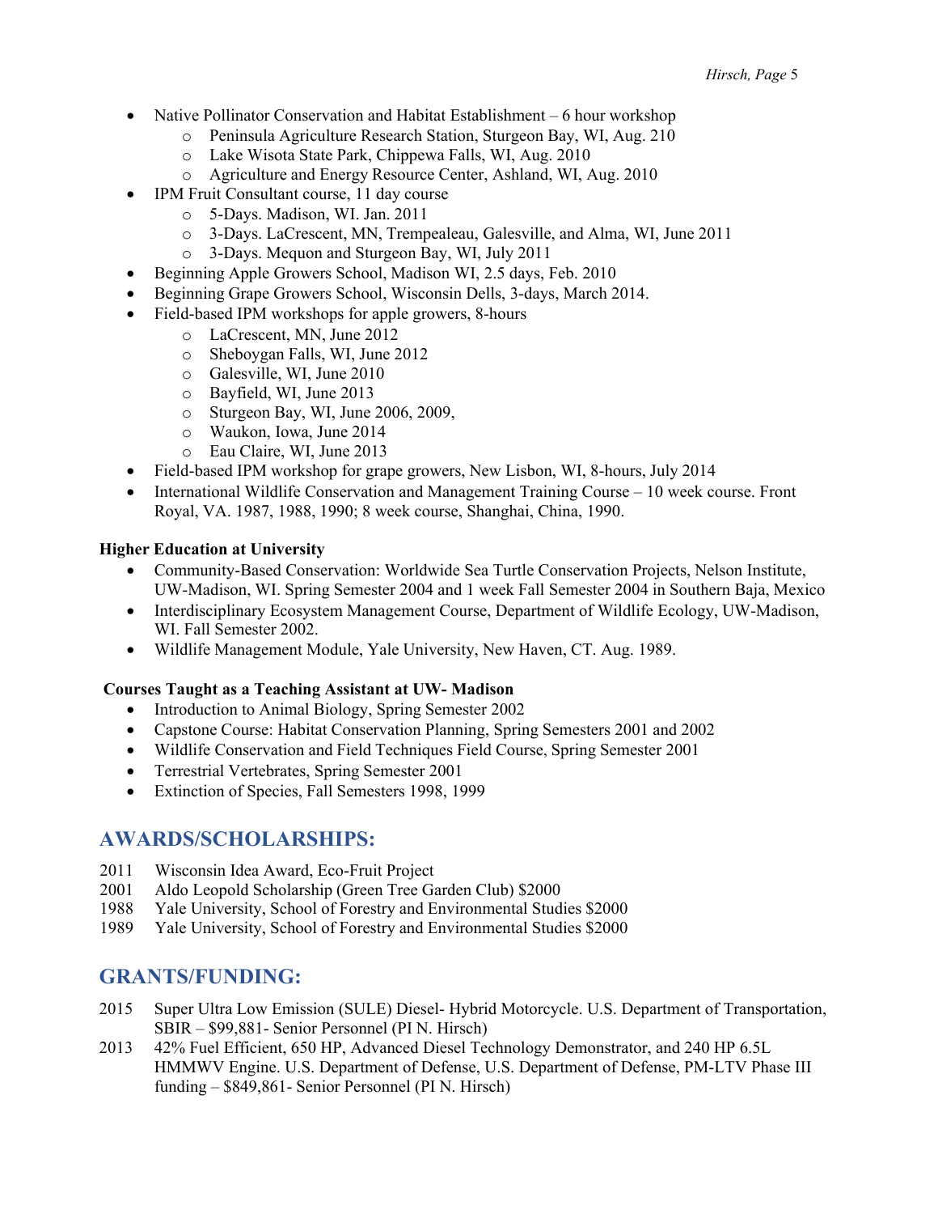- Native Pollinator Conservation and Habitat Establishment – 6 hour workshop
    - Peninsula Agriculture Research Station, Sturgeon Bay, WI, Aug. 210
    - Lake Wisota State Park, Chippewa Falls, WI, Aug. 2010
    - Agriculture and Energy Resource Center, Ashland, WI, Aug. 2010
- IPM Fruit Consultant course, 11 day course
    - 5-Days. Madison, WI. Jan. 2011
    - 3-Days. LaCrescent, MN, Trempealeau, Galesville, and Alma, WI, June 2011
    - 3-Days. Mequon and Sturgeon Bay, WI, July 2011
- Beginning Apple Growers School, Madison WI, 2.5 days, Feb. 2010
- Beginning Grape Growers School, Wisconsin Dells, 3-days, March 2014.
- Field-based IPM workshops for apple growers, 8-hours
    - LaCrescent, MN, June 2012
    - Sheboygan Falls, WI, June 2012
    - Galesville, WI, June 2010
    - Bayfield, WI, June 2013
    - Sturgeon Bay, WI, June 2006, 2009,
    - Waukon, Iowa, June 2014
    - Eau Claire, WI, June 2013
- Field-based IPM workshop for grape growers, New Lisbon, WI, 8-hours, July 2014
- International Wildlife Conservation and Management Training Course – 10 week course. Front Royal, VA. 1987, 1988, 1990; 8 week course, Shanghai, China, 1990.

**Higher Education at University**

- Community-Based Conservation: Worldwide Sea Turtle Conservation Projects, Nelson Institute, UW-Madison, WI. Spring Semester 2004 and 1 week Fall Semester 2004 in Southern Baja, Mexico
- Interdisciplinary Ecosystem Management Course, Department of Wildlife Ecology, UW-Madison, WI. Fall Semester 2002.
- Wildlife Management Module, Yale University, New Haven, CT. Aug. 1989.

**Courses Taught as a Teaching Assistant at UW- Madison**

- Introduction to Animal Biology, Spring Semester 2002
- Capstone Course: Habitat Conservation Planning, Spring Semesters 2001 and 2002
- Wildlife Conservation and Field Techniques Field Course, Spring Semester 2001
- Terrestrial Vertebrates, Spring Semester 2001
- Extinction of Species, Fall Semesters 1998, 1999

## AWARDS/SCHOLARSHIPS:

2011 Wisconsin Idea Award, Eco-Fruit Project
2001 Aldo Leopold Scholarship (Green Tree Garden Club) $2000
1988 Yale University, School of Forestry and Environmental Studies $2000
1989 Yale University, School of Forestry and Environmental Studies $2000

## GRANTS/FUNDING:

2015 Super Ultra Low Emission (SULE) Diesel- Hybrid Motorcycle. U.S. Department of Transportation, SBIR – $99,881- Senior Personnel (PI N. Hirsch)

2013 42% Fuel Efficient, 650 HP, Advanced Diesel Technology Demonstrator, and 240 HP 6.5L HMMWV Engine. U.S. Department of Defense, U.S. Department of Defense, PM-LTV Phase III funding – $849,861- Senior Personnel (PI N. Hirsch)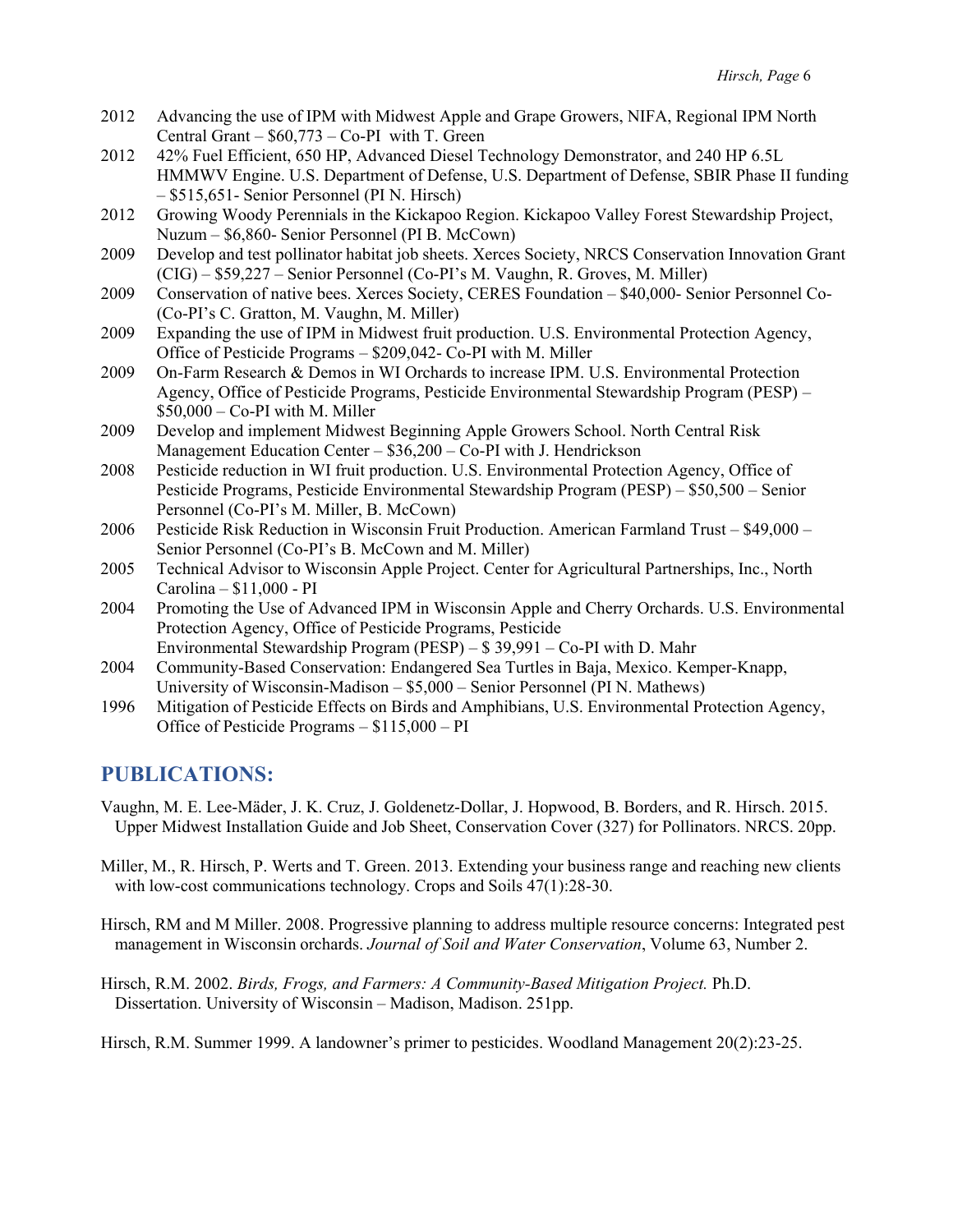2012 Advancing the use of IPM with Midwest Apple and Grape Growers, NIFA, Regional IPM North Central Grant – $60,773 – Co-PI with T. Green

2012 42% Fuel Efficient, 650 HP, Advanced Diesel Technology Demonstrator, and 240 HP 6.5L HMMWV Engine. U.S. Department of Defense, U.S. Department of Defense, SBIR Phase II funding – $515,651- Senior Personnel (PI N. Hirsch)

2012 Growing Woody Perennials in the Kickapoo Region. Kickapoo Valley Forest Stewardship Project, Nuzum – $6,860- Senior Personnel (PI B. McCown)

2009 Develop and test pollinator habitat job sheets. Xerces Society, NRCS Conservation Innovation Grant (CIG) – $59,227 – Senior Personnel (Co-PI's M. Vaughn, R. Groves, M. Miller)

2009 Conservation of native bees. Xerces Society, CERES Foundation – $40,000- Senior Personnel Co-(Co-PI's C. Gratton, M. Vaughn, M. Miller)

2009 Expanding the use of IPM in Midwest fruit production. U.S. Environmental Protection Agency, Office of Pesticide Programs – $209,042- Co-PI with M. Miller

2009 On-Farm Research & Demos in WI Orchards to increase IPM. U.S. Environmental Protection Agency, Office of Pesticide Programs, Pesticide Environmental Stewardship Program (PESP) – $50,000 – Co-PI with M. Miller

2009 Develop and implement Midwest Beginning Apple Growers School. North Central Risk Management Education Center – $36,200 – Co-PI with J. Hendrickson

2008 Pesticide reduction in WI fruit production. U.S. Environmental Protection Agency, Office of Pesticide Programs, Pesticide Environmental Stewardship Program (PESP) – $50,500 – Senior Personnel (Co-PI's M. Miller, B. McCown)

2006 Pesticide Risk Reduction in Wisconsin Fruit Production. American Farmland Trust – $49,000 – Senior Personnel (Co-PI's B. McCown and M. Miller)

2005 Technical Advisor to Wisconsin Apple Project. Center for Agricultural Partnerships, Inc., North Carolina – $11,000 - PI

2004 Promoting the Use of Advanced IPM in Wisconsin Apple and Cherry Orchards. U.S. Environmental Protection Agency, Office of Pesticide Programs, Pesticide Environmental Stewardship Program (PESP) – $ 39,991 – Co-PI with D. Mahr

2004 Community-Based Conservation: Endangered Sea Turtles in Baja, Mexico. Kemper-Knapp, University of Wisconsin-Madison – $5,000 – Senior Personnel (PI N. Mathews)

1996 Mitigation of Pesticide Effects on Birds and Amphibians, U.S. Environmental Protection Agency, Office of Pesticide Programs – $115,000 – PI

## PUBLICATIONS:

Vaughn, M. E. Lee-Mäder, J. K. Cruz, J. Goldenetz-Dollar, J. Hopwood, B. Borders, and R. Hirsch. 2015. Upper Midwest Installation Guide and Job Sheet, Conservation Cover (327) for Pollinators. NRCS. 20pp.

Miller, M., R. Hirsch, P. Werts and T. Green. 2013. Extending your business range and reaching new clients with low-cost communications technology. Crops and Soils 47(1):28-30.

Hirsch, RM and M Miller. 2008. Progressive planning to address multiple resource concerns: Integrated pest management in Wisconsin orchards. *Journal of Soil and Water Conservation*, Volume 63, Number 2.

Hirsch, R.M. 2002. *Birds, Frogs, and Farmers: A Community-Based Mitigation Project.* Ph.D. Dissertation. University of Wisconsin – Madison, Madison. 251pp.

Hirsch, R.M. Summer 1999. A landowner's primer to pesticides. Woodland Management 20(2):23-25.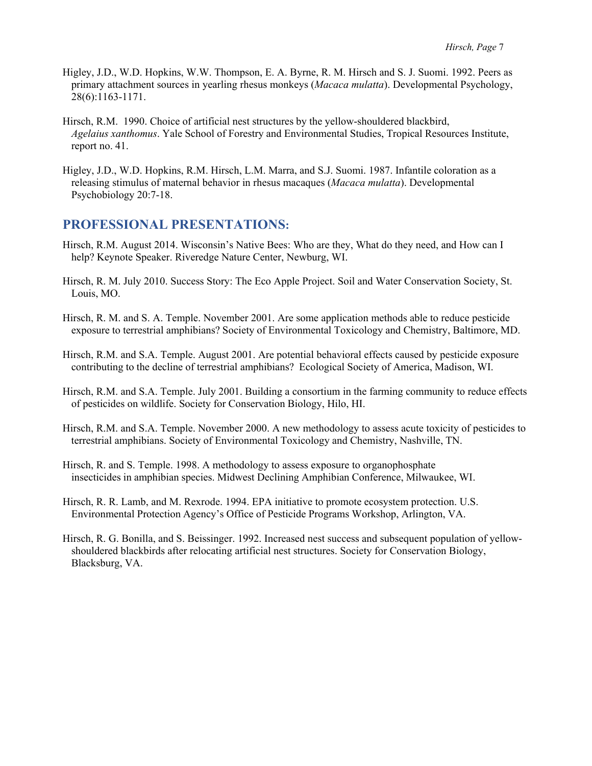Higley, J.D., W.D. Hopkins, W.W. Thompson, E. A. Byrne, R. M. Hirsch and S. J. Suomi. 1992. Peers as primary attachment sources in yearling rhesus monkeys (*Macaca mulatta*). Developmental Psychology, 28(6):1163-1171.

Hirsch, R.M. 1990. Choice of artificial nest structures by the yellow-shouldered blackbird, *Agelaius xanthomus*. Yale School of Forestry and Environmental Studies, Tropical Resources Institute, report no. 41.

Higley, J.D., W.D. Hopkins, R.M. Hirsch, L.M. Marra, and S.J. Suomi. 1987. Infantile coloration as a releasing stimulus of maternal behavior in rhesus macaques (*Macaca mulatta*). Developmental Psychobiology 20:7-18.

## PROFESSIONAL PRESENTATIONS:

Hirsch, R.M. August 2014. Wisconsin's Native Bees: Who are they, What do they need, and How can I help? Keynote Speaker. Riveredge Nature Center, Newburg, WI.

Hirsch, R. M. July 2010. Success Story: The Eco Apple Project. Soil and Water Conservation Society, St. Louis, MO.

Hirsch, R. M. and S. A. Temple. November 2001. Are some application methods able to reduce pesticide exposure to terrestrial amphibians? Society of Environmental Toxicology and Chemistry, Baltimore, MD.

Hirsch, R.M. and S.A. Temple. August 2001. Are potential behavioral effects caused by pesticide exposure contributing to the decline of terrestrial amphibians? Ecological Society of America, Madison, WI.

Hirsch, R.M. and S.A. Temple. July 2001. Building a consortium in the farming community to reduce effects of pesticides on wildlife. Society for Conservation Biology, Hilo, HI.

Hirsch, R.M. and S.A. Temple. November 2000. A new methodology to assess acute toxicity of pesticides to terrestrial amphibians. Society of Environmental Toxicology and Chemistry, Nashville, TN.

Hirsch, R. and S. Temple. 1998. A methodology to assess exposure to organophosphate insecticides in amphibian species. Midwest Declining Amphibian Conference, Milwaukee, WI.

Hirsch, R. R. Lamb, and M. Rexrode. 1994. EPA initiative to promote ecosystem protection. U.S. Environmental Protection Agency's Office of Pesticide Programs Workshop, Arlington, VA.

Hirsch, R. G. Bonilla, and S. Beissinger. 1992. Increased nest success and subsequent population of yellow-shouldered blackbirds after relocating artificial nest structures. Society for Conservation Biology, Blacksburg, VA.